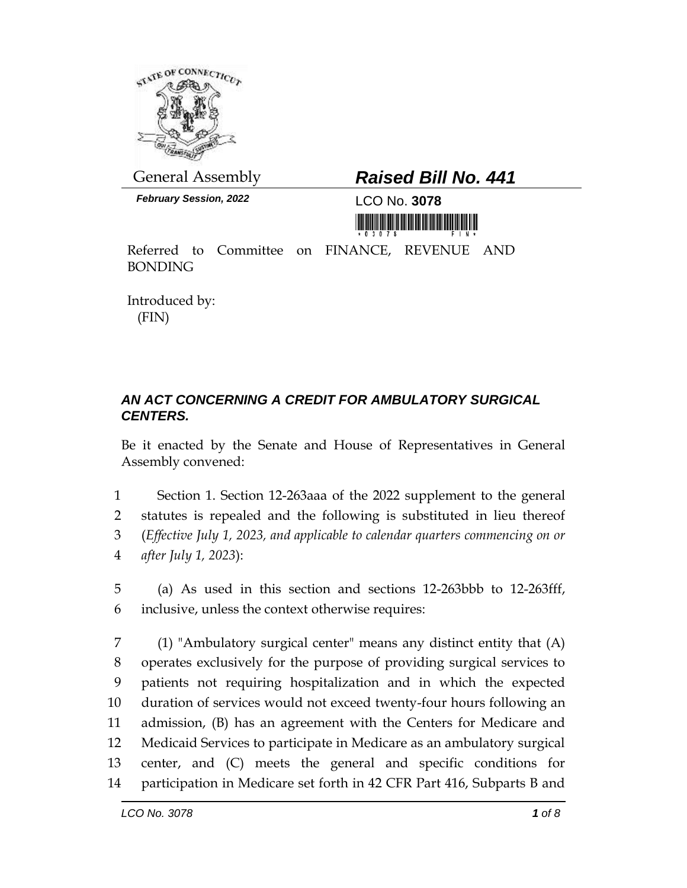General Assembly

**February Session, 2022**

# *Raised Bill No. 441*

LCO No. **3078**

Referred to Committee on FINANCE, REVENUE AND BONDING

Introduced by:
(FIN)

## *AN ACT CONCERNING A CREDIT FOR AMBULATORY SURGICAL CENTERS.*

Be it enacted by the Senate and House of Representatives in General Assembly convened:

1 Section 1. Section 12-263aaa of the 2022 supplement to the general
2 statutes is repealed and the following is substituted in lieu thereof
3 (*Effective July 1, 2023, and applicable to calendar quarters commencing on or*
4 *after July 1, 2023*):

5 (a) As used in this section and sections 12-263bbb to 12-263fff,
6 inclusive, unless the context otherwise requires:

7 (1) "Ambulatory surgical center" means any distinct entity that (A)
8 operates exclusively for the purpose of providing surgical services to
9 patients not requiring hospitalization and in which the expected
10 duration of services would not exceed twenty-four hours following an
11 admission, (B) has an agreement with the Centers for Medicare and
12 Medicaid Services to participate in Medicare as an ambulatory surgical
13 center, and (C) meets the general and specific conditions for
14 participation in Medicare set forth in 42 CFR Part 416, Subparts B and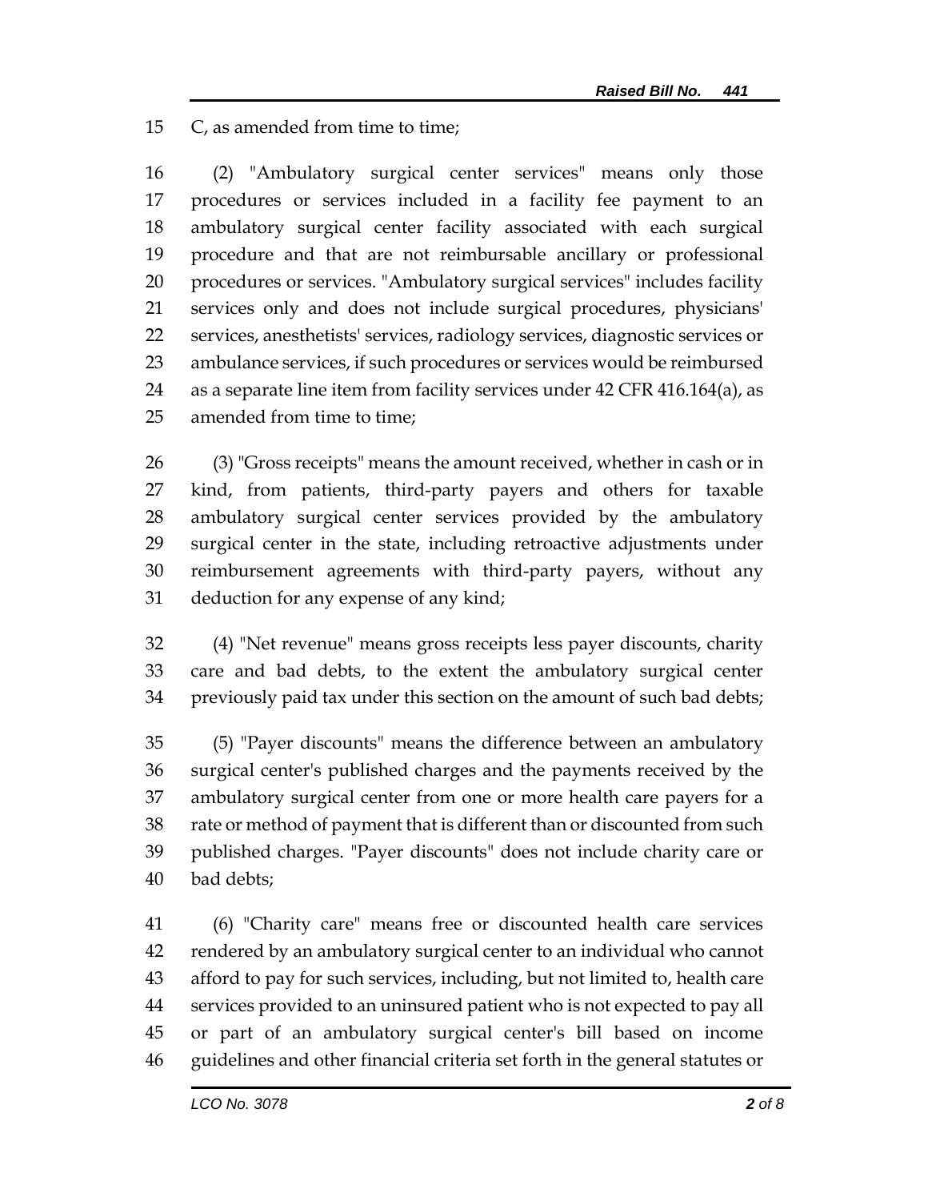C, as amended from time to time;

(2) "Ambulatory surgical center services" means only those procedures or services included in a facility fee payment to an ambulatory surgical center facility associated with each surgical procedure and that are not reimbursable ancillary or professional procedures or services. "Ambulatory surgical services" includes facility services only and does not include surgical procedures, physicians' services, anesthetists' services, radiology services, diagnostic services or ambulance services, if such procedures or services would be reimbursed as a separate line item from facility services under 42 CFR 416.164(a), as amended from time to time;

(3) "Gross receipts" means the amount received, whether in cash or in kind, from patients, third-party payers and others for taxable ambulatory surgical center services provided by the ambulatory surgical center in the state, including retroactive adjustments under reimbursement agreements with third-party payers, without any deduction for any expense of any kind;

(4) "Net revenue" means gross receipts less payer discounts, charity care and bad debts, to the extent the ambulatory surgical center previously paid tax under this section on the amount of such bad debts;

(5) "Payer discounts" means the difference between an ambulatory surgical center's published charges and the payments received by the ambulatory surgical center from one or more health care payers for a rate or method of payment that is different than or discounted from such published charges. "Payer discounts" does not include charity care or bad debts;

(6) "Charity care" means free or discounted health care services rendered by an ambulatory surgical center to an individual who cannot afford to pay for such services, including, but not limited to, health care services provided to an uninsured patient who is not expected to pay all or part of an ambulatory surgical center's bill based on income guidelines and other financial criteria set forth in the general statutes or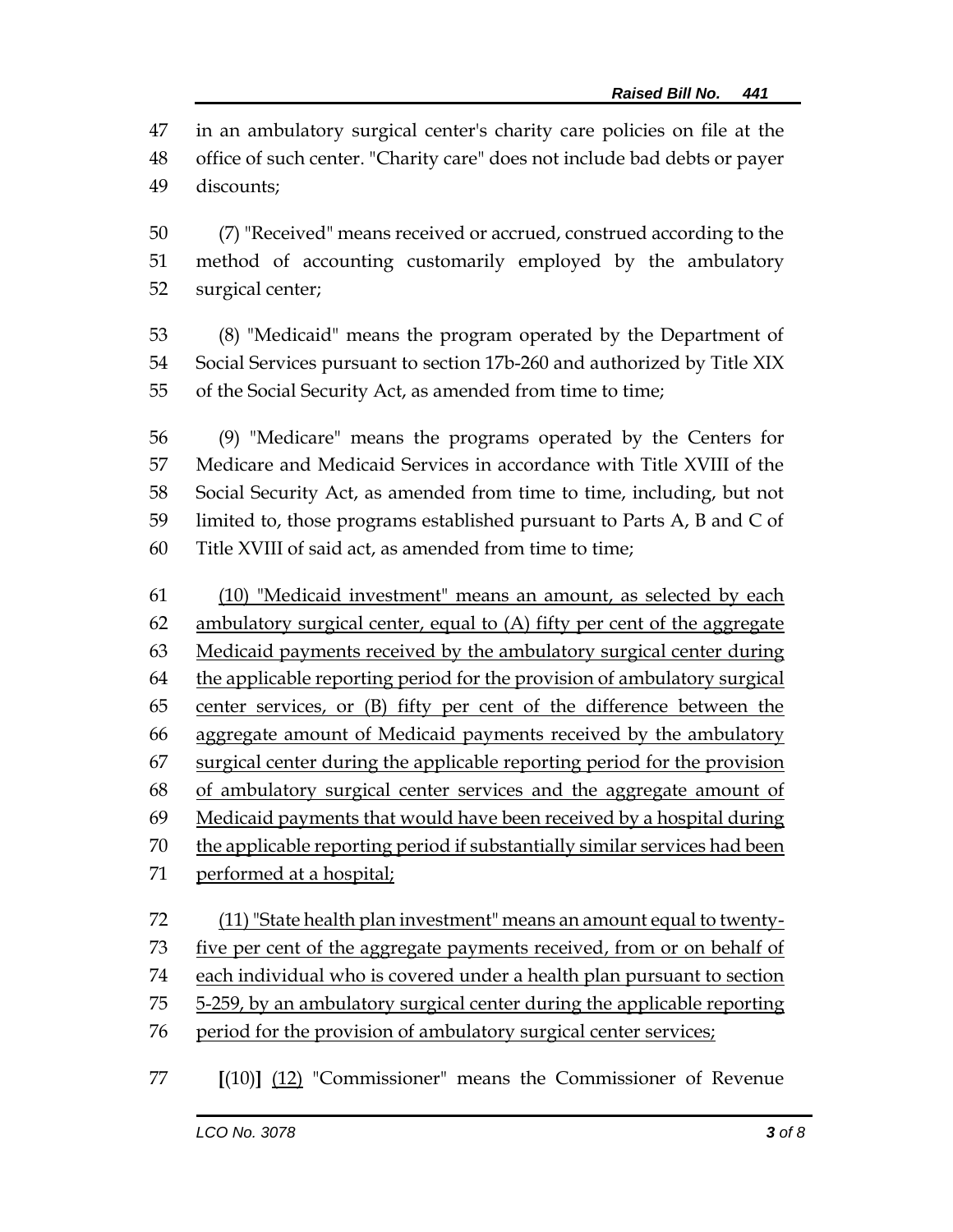in an ambulatory surgical center's charity care policies on file at the office of such center. "Charity care" does not include bad debts or payer discounts;

(7) "Received" means received or accrued, construed according to the method of accounting customarily employed by the ambulatory surgical center;

(8) "Medicaid" means the program operated by the Department of Social Services pursuant to section 17b-260 and authorized by Title XIX of the Social Security Act, as amended from time to time;

(9) "Medicare" means the programs operated by the Centers for Medicare and Medicaid Services in accordance with Title XVIII of the Social Security Act, as amended from time to time, including, but not limited to, those programs established pursuant to Parts A, B and C of Title XVIII of said act, as amended from time to time;

<u>(10) "Medicaid investment" means an amount, as selected by each ambulatory surgical center, equal to (A) fifty per cent of the aggregate Medicaid payments received by the ambulatory surgical center during the applicable reporting period for the provision of ambulatory surgical center services, or (B) fifty per cent of the difference between the aggregate amount of Medicaid payments received by the ambulatory surgical center during the applicable reporting period for the provision of ambulatory surgical center services and the aggregate amount of Medicaid payments that would have been received by a hospital during the applicable reporting period if substantially similar services had been performed at a hospital;</u>

<u>(11) "State health plan investment" means an amount equal to twenty-five per cent of the aggregate payments received, from or on behalf of each individual who is covered under a health plan pursuant to section 5-259, by an ambulatory surgical center during the applicable reporting period for the provision of ambulatory surgical center services;</u>

**[**(10)**]** <u>(12)</u> "Commissioner" means the Commissioner of Revenue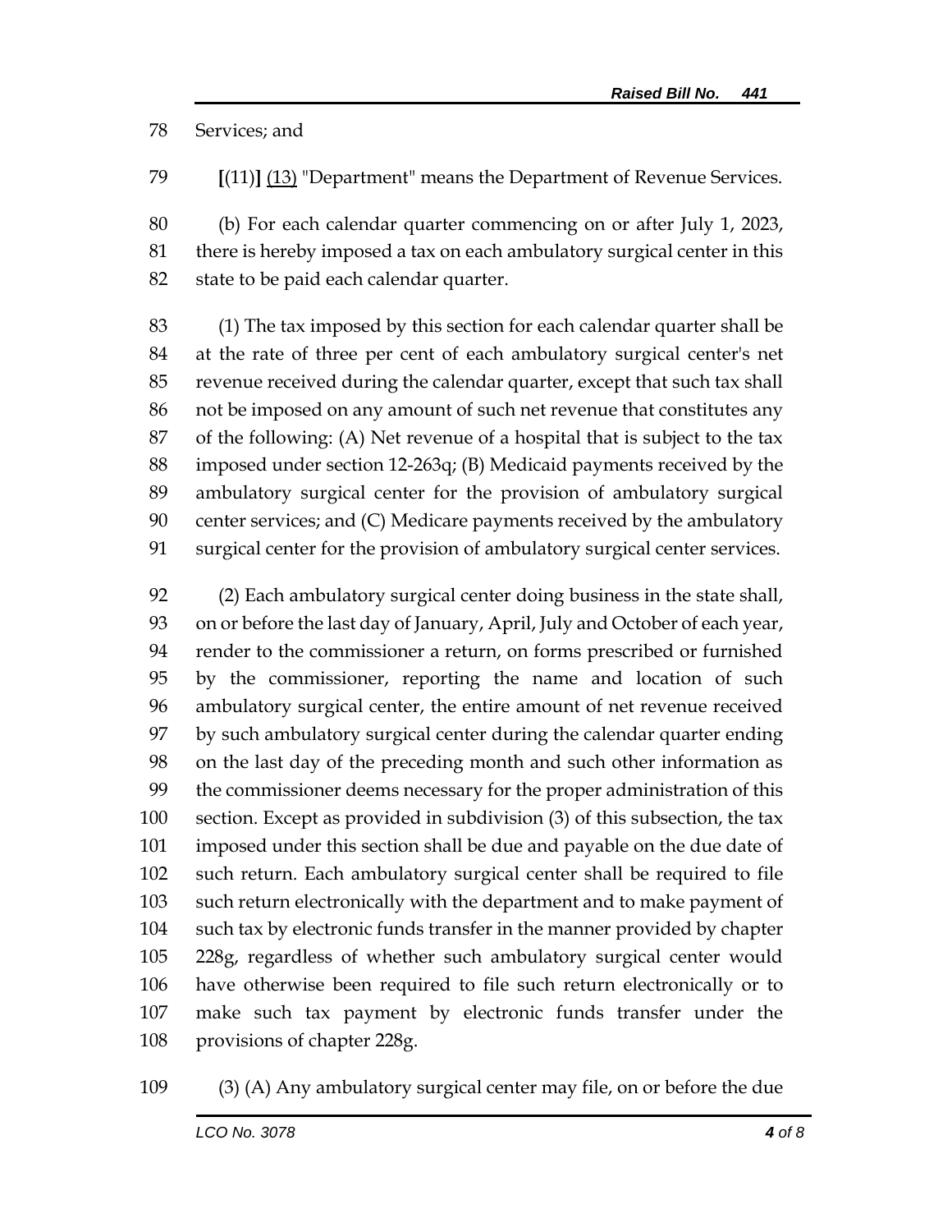78 Services; and

79 **[**(11)**]** <u>(13)</u> "Department" means the Department of Revenue Services.

80 (b) For each calendar quarter commencing on or after July 1, 2023,
81 there is hereby imposed a tax on each ambulatory surgical center in this
82 state to be paid each calendar quarter.

83 (1) The tax imposed by this section for each calendar quarter shall be
84 at the rate of three per cent of each ambulatory surgical center's net
85 revenue received during the calendar quarter, except that such tax shall
86 not be imposed on any amount of such net revenue that constitutes any
87 of the following: (A) Net revenue of a hospital that is subject to the tax
88 imposed under section 12-263q; (B) Medicaid payments received by the
89 ambulatory surgical center for the provision of ambulatory surgical
90 center services; and (C) Medicare payments received by the ambulatory
91 surgical center for the provision of ambulatory surgical center services.

92 (2) Each ambulatory surgical center doing business in the state shall,
93 on or before the last day of January, April, July and October of each year,
94 render to the commissioner a return, on forms prescribed or furnished
95 by the commissioner, reporting the name and location of such
96 ambulatory surgical center, the entire amount of net revenue received
97 by such ambulatory surgical center during the calendar quarter ending
98 on the last day of the preceding month and such other information as
99 the commissioner deems necessary for the proper administration of this
100 section. Except as provided in subdivision (3) of this subsection, the tax
101 imposed under this section shall be due and payable on the due date of
102 such return. Each ambulatory surgical center shall be required to file
103 such return electronically with the department and to make payment of
104 such tax by electronic funds transfer in the manner provided by chapter
105 228g, regardless of whether such ambulatory surgical center would
106 have otherwise been required to file such return electronically or to
107 make such tax payment by electronic funds transfer under the
108 provisions of chapter 228g.

109 (3) (A) Any ambulatory surgical center may file, on or before the due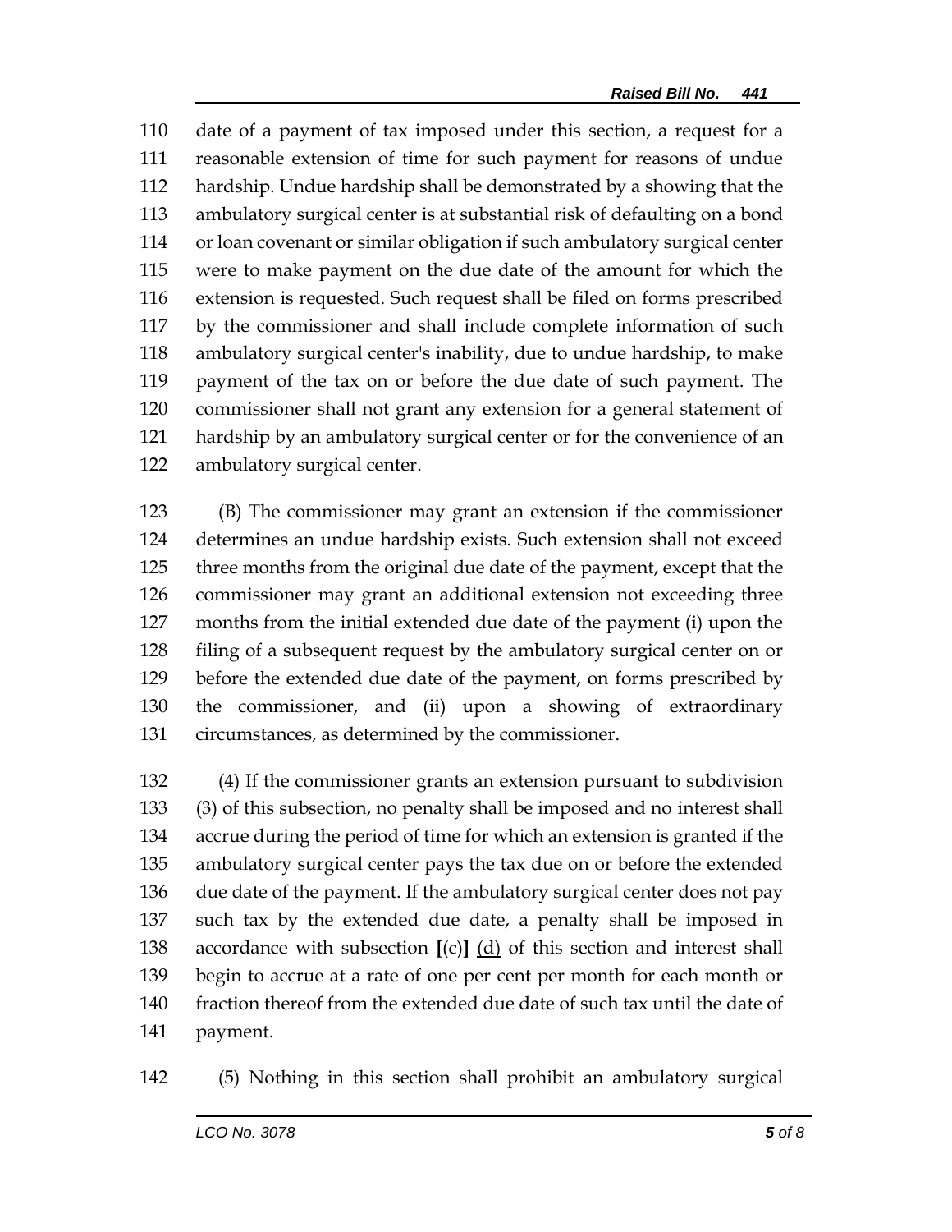110 date of a payment of tax imposed under this section, a request for a
111 reasonable extension of time for such payment for reasons of undue
112 hardship. Undue hardship shall be demonstrated by a showing that the
113 ambulatory surgical center is at substantial risk of defaulting on a bond
114 or loan covenant or similar obligation if such ambulatory surgical center
115 were to make payment on the due date of the amount for which the
116 extension is requested. Such request shall be filed on forms prescribed
117 by the commissioner and shall include complete information of such
118 ambulatory surgical center's inability, due to undue hardship, to make
119 payment of the tax on or before the due date of such payment. The
120 commissioner shall not grant any extension for a general statement of
121 hardship by an ambulatory surgical center or for the convenience of an
122 ambulatory surgical center.

123 (B) The commissioner may grant an extension if the commissioner
124 determines an undue hardship exists. Such extension shall not exceed
125 three months from the original due date of the payment, except that the
126 commissioner may grant an additional extension not exceeding three
127 months from the initial extended due date of the payment (i) upon the
128 filing of a subsequent request by the ambulatory surgical center on or
129 before the extended due date of the payment, on forms prescribed by
130 the commissioner, and (ii) upon a showing of extraordinary
131 circumstances, as determined by the commissioner.

132 (4) If the commissioner grants an extension pursuant to subdivision
133 (3) of this subsection, no penalty shall be imposed and no interest shall
134 accrue during the period of time for which an extension is granted if the
135 ambulatory surgical center pays the tax due on or before the extended
136 due date of the payment. If the ambulatory surgical center does not pay
137 such tax by the extended due date, a penalty shall be imposed in
138 accordance with subsection **[**(c)**]** <u>(d)</u> of this section and interest shall
139 begin to accrue at a rate of one per cent per month for each month or
140 fraction thereof from the extended due date of such tax until the date of
141 payment.

142 (5) Nothing in this section shall prohibit an ambulatory surgical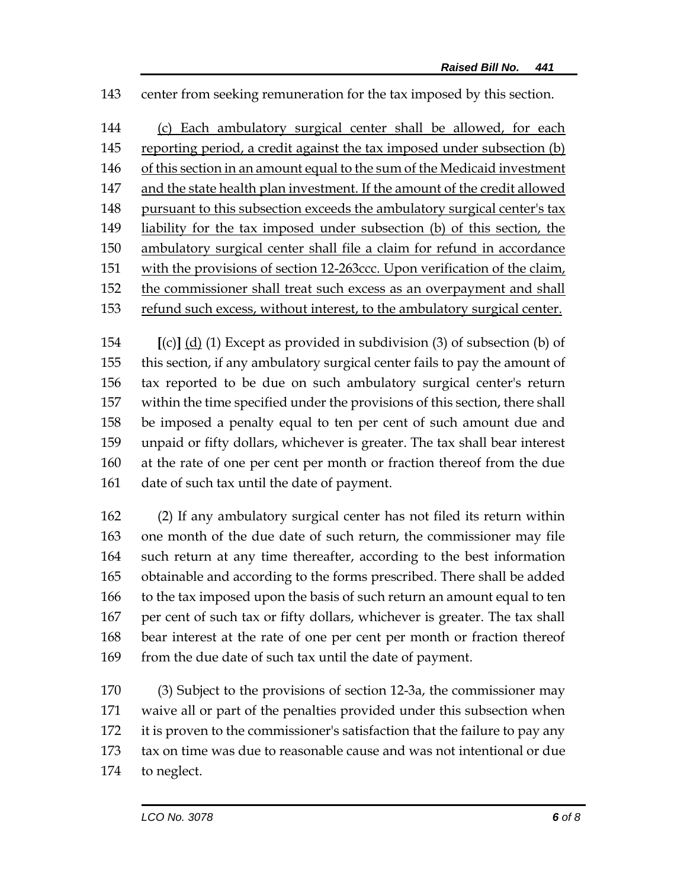143 center from seeking remuneration for the tax imposed by this section.

144 <u>(c) Each ambulatory surgical center shall be allowed, for each</u>
145 <u>reporting period, a credit against the tax imposed under subsection (b)</u>
146 <u>of this section in an amount equal to the sum of the Medicaid investment</u>
147 <u>and the state health plan investment. If the amount of the credit allowed</u>
148 <u>pursuant to this subsection exceeds the ambulatory surgical center's tax</u>
149 <u>liability for the tax imposed under subsection (b) of this section, the</u>
150 <u>ambulatory surgical center shall file a claim for refund in accordance</u>
151 <u>with the provisions of section 12-263ccc. Upon verification of the claim,</u>
152 <u>the commissioner shall treat such excess as an overpayment and shall</u>
153 <u>refund such excess, without interest, to the ambulatory surgical center.</u>

154 **[**(c)**]** <u>(d)</u> (1) Except as provided in subdivision (3) of subsection (b) of
155 this section, if any ambulatory surgical center fails to pay the amount of
156 tax reported to be due on such ambulatory surgical center's return
157 within the time specified under the provisions of this section, there shall
158 be imposed a penalty equal to ten per cent of such amount due and
159 unpaid or fifty dollars, whichever is greater. The tax shall bear interest
160 at the rate of one per cent per month or fraction thereof from the due
161 date of such tax until the date of payment.

162 (2) If any ambulatory surgical center has not filed its return within
163 one month of the due date of such return, the commissioner may file
164 such return at any time thereafter, according to the best information
165 obtainable and according to the forms prescribed. There shall be added
166 to the tax imposed upon the basis of such return an amount equal to ten
167 per cent of such tax or fifty dollars, whichever is greater. The tax shall
168 bear interest at the rate of one per cent per month or fraction thereof
169 from the due date of such tax until the date of payment.

170 (3) Subject to the provisions of section 12-3a, the commissioner may
171 waive all or part of the penalties provided under this subsection when
172 it is proven to the commissioner's satisfaction that the failure to pay any
173 tax on time was due to reasonable cause and was not intentional or due
174 to neglect.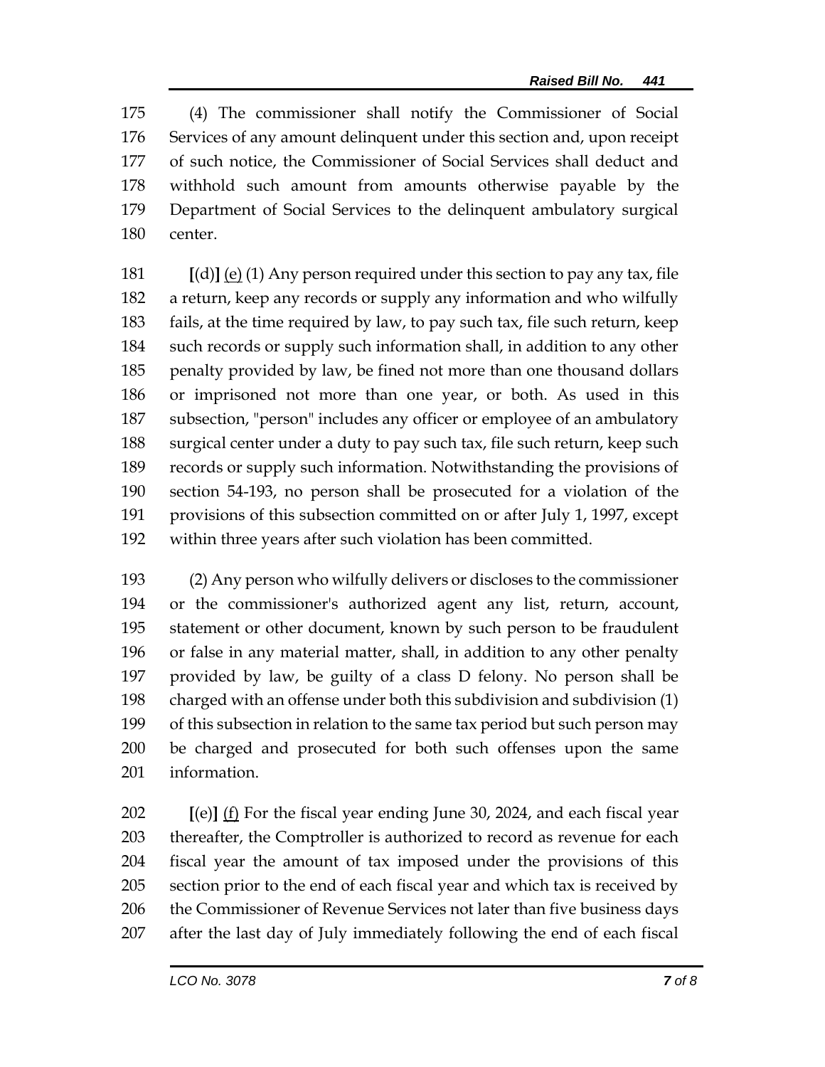175 (4) The commissioner shall notify the Commissioner of Social
176 Services of any amount delinquent under this section and, upon receipt
177 of such notice, the Commissioner of Social Services shall deduct and
178 withhold such amount from amounts otherwise payable by the
179 Department of Social Services to the delinquent ambulatory surgical
180 center.

181 **[**(d)**]** <u>(e)</u> (1) Any person required under this section to pay any tax, file
182 a return, keep any records or supply any information and who wilfully
183 fails, at the time required by law, to pay such tax, file such return, keep
184 such records or supply such information shall, in addition to any other
185 penalty provided by law, be fined not more than one thousand dollars
186 or imprisoned not more than one year, or both. As used in this
187 subsection, "person" includes any officer or employee of an ambulatory
188 surgical center under a duty to pay such tax, file such return, keep such
189 records or supply such information. Notwithstanding the provisions of
190 section 54-193, no person shall be prosecuted for a violation of the
191 provisions of this subsection committed on or after July 1, 1997, except
192 within three years after such violation has been committed.

193 (2) Any person who wilfully delivers or discloses to the commissioner
194 or the commissioner's authorized agent any list, return, account,
195 statement or other document, known by such person to be fraudulent
196 or false in any material matter, shall, in addition to any other penalty
197 provided by law, be guilty of a class D felony. No person shall be
198 charged with an offense under both this subdivision and subdivision (1)
199 of this subsection in relation to the same tax period but such person may
200 be charged and prosecuted for both such offenses upon the same
201 information.

202 **[**(e)**]** <u>(f)</u> For the fiscal year ending June 30, 2024, and each fiscal year
203 thereafter, the Comptroller is authorized to record as revenue for each
204 fiscal year the amount of tax imposed under the provisions of this
205 section prior to the end of each fiscal year and which tax is received by
206 the Commissioner of Revenue Services not later than five business days
207 after the last day of July immediately following the end of each fiscal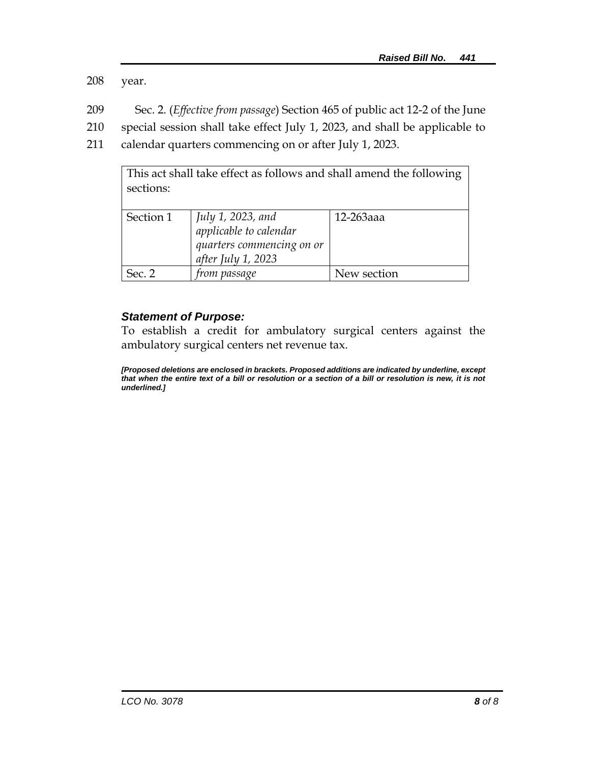208 year.

209 Sec. 2. (*Effective from passage*) Section 465 of public act 12-2 of the June
210 special session shall take effect July 1, 2023, and shall be applicable to
211 calendar quarters commencing on or after July 1, 2023.

| This act shall take effect as follows and shall amend the following sections: | | |
|---|---|---|
| Section 1 | *July 1, 2023, and applicable to calendar quarters commencing on or after July 1, 2023* | 12-263aaa |
| Sec. 2 | *from passage* | New section |

### *Statement of Purpose:*

To establish a credit for ambulatory surgical centers against the ambulatory surgical centers net revenue tax.

***[Proposed deletions are enclosed in brackets. Proposed additions are indicated by underline, except that when the entire text of a bill or resolution or a section of a bill or resolution is new, it is not underlined.]***